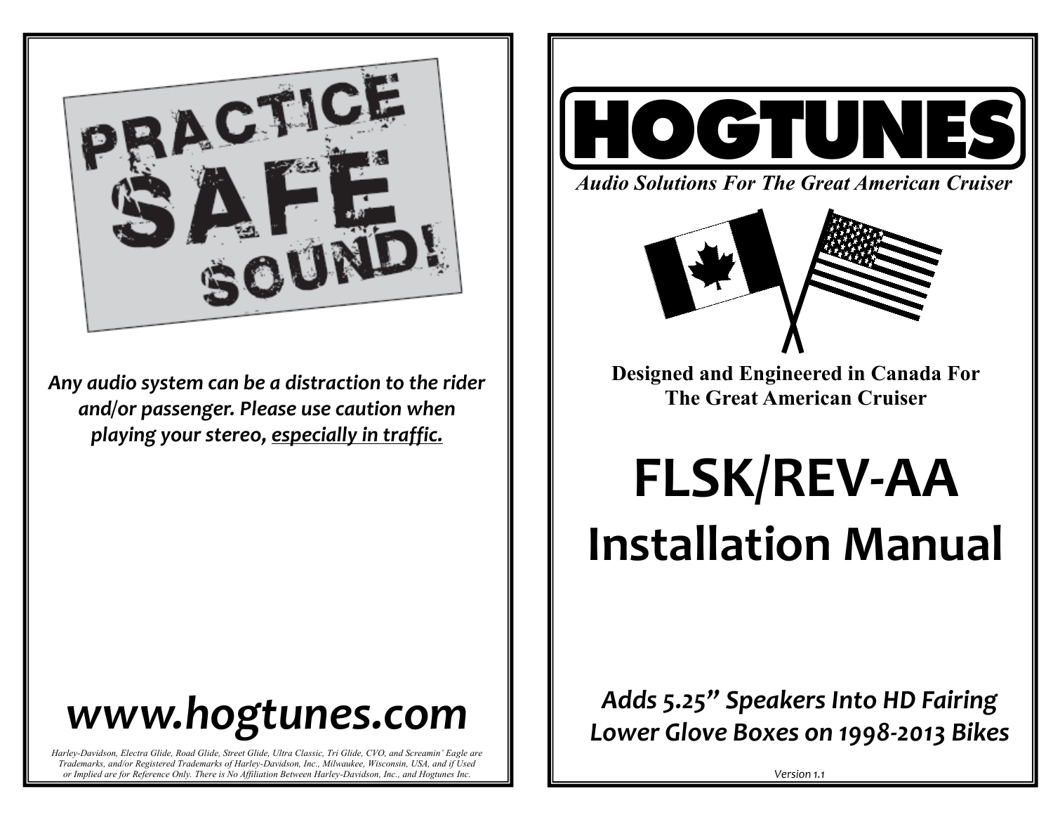PRACTICE SAFE SOUND!

*Any audio system can be a distraction to the rider and/or passenger. Please use caution when playing your stereo, <u>especially in traffic.</u>*

# *www.hogtunes.com*

*Harley-Davidson, Electra Glide, Road Glide, Street Glide, Ultra Classic, Tri Glide, CVO, and Screamin' Eagle are Trademarks, and/or Registered Trademarks of Harley-Davidson, Inc., Milwaukee, Wisconsin, USA, and if Used or Implied are for Reference Only. There is No Affiliation Between Harley-Davidson, Inc., and Hogtunes Inc.*

# HOGTUNES

***Audio Solutions For The Great American Cruiser***

**Designed and Engineered in Canada For The Great American Cruiser**

# FLSK/REV-AA
# Installation Manual

## *Adds 5.25" Speakers Into HD Fairing Lower Glove Boxes on 1998-2013 Bikes*

Version 1.1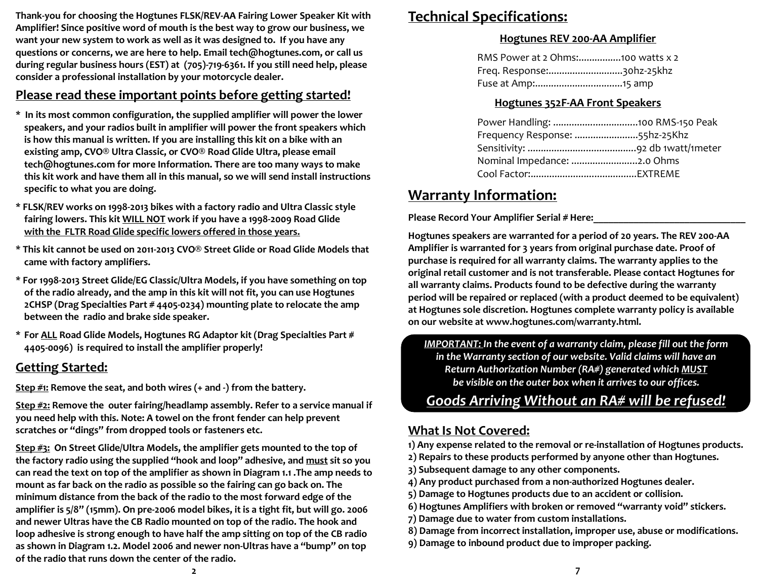**Thank-you for choosing the Hogtunes FLSK/REV-AA Fairing Lower Speaker Kit with Amplifier! Since positive word of mouth is the best way to grow our business, we want your new system to work as well as it was designed to. If you have any questions or concerns, we are here to help. Email tech@hogtunes.com, or call us during regular business hours (EST) at (705)-719-6361. If you still need help, please consider a professional installation by your motorcycle dealer.**

## Please read these important points before getting started!

- **In its most common configuration, the supplied amplifier will power the lower speakers, and your radios built in amplifier will power the front speakers which is how this manual is written. If you are installing this kit on a bike with an existing amp, CVO® Ultra Classic, or CVO® Road Glide Ultra, please email tech@hogtunes.com for more Information. There are too many ways to make this kit work and have them all in this manual, so we will send install instructions specific to what you are doing.**
- **FLSK/REV works on 1998-2013 bikes with a factory radio and Ultra Classic style fairing lowers. This kit WILL NOT work if you have a 1998-2009 Road Glide with the FLTR Road Glide specific lowers offered in those years.**
- **This kit cannot be used on 2011-2013 CVO® Street Glide or Road Glide Models that came with factory amplifiers.**
- **For 1998-2013 Street Glide/EG Classic/Ultra Models, if you have something on top of the radio already, and the amp in this kit will not fit, you can use Hogtunes 2CHSP (Drag Specialties Part # 4405-0234) mounting plate to relocate the amp between the radio and brake side speaker.**
- **For ALL Road Glide Models, Hogtunes RG Adaptor kit (Drag Specialties Part # 4405-0096) is required to install the amplifier properly!**

## Getting Started:

**Step #1: Remove the seat, and both wires (+ and -) from the battery.**

**Step #2: Remove the outer fairing/headlamp assembly. Refer to a service manual if you need help with this. Note: A towel on the front fender can help prevent scratches or "dings" from dropped tools or fasteners etc.**

**Step #3: On Street Glide/Ultra Models, the amplifier gets mounted to the top of the factory radio using the supplied "hook and loop" adhesive, and must sit so you can read the text on top of the amplifier as shown in Diagram 1.1 .The amp needs to mount as far back on the radio as possible so the fairing can go back on. The minimum distance from the back of the radio to the most forward edge of the amplifier is 5/8" (15mm). On pre-2006 model bikes, it is a tight fit, but will go. 2006 and newer Ultras have the CB Radio mounted on top of the radio. The hook and loop adhesive is strong enough to have half the amp sitting on top of the CB radio as shown in Diagram 1.2. Model 2006 and newer non-Ultras have a "bump" on top of the radio that runs down the center of the radio.**

## Technical Specifications:

### Hogtunes REV 200-AA Amplifier

RMS Power at 2 Ohms:................100 watts x 2
Freq. Response:............................30hz-25khz
Fuse at Amp:.................................15 amp

### Hogtunes 352F-AA Front Speakers

Power Handling: ................................100 RMS-150 Peak
Frequency Response: ........................55hz-25Khz
Sensitivity: .........................................92 db 1watt/1meter
Nominal Impedance: .........................2.0 Ohms
Cool Factor:........................................EXTREME

## Warranty Information:

**Please Record Your Amplifier Serial # Here:______________________________**

**Hogtunes speakers are warranted for a period of 20 years. The REV 200-AA Amplifier is warranted for 3 years from original purchase date. Proof of purchase is required for all warranty claims. The warranty applies to the original retail customer and is not transferable. Please contact Hogtunes for all warranty claims. Products found to be defective during the warranty period will be repaired or replaced (with a product deemed to be equivalent) at Hogtunes sole discretion. Hogtunes complete warranty policy is available on our website at www.hogtunes.com/warranty.html.**

***IMPORTANT:* *In the event of a warranty claim, please fill out the form in the Warranty section of our website. Valid claims will have an Return Authorization Number (RA#) generated which MUST be visible on the outer box when it arrives to our offices.***

***Goods Arriving Without an RA# will be refused!***

## What Is Not Covered:

**1) Any expense related to the removal or re-installation of Hogtunes products.**
**2) Repairs to these products performed by anyone other than Hogtunes.**
**3) Subsequent damage to any other components.**
**4) Any product purchased from a non-authorized Hogtunes dealer.**
**5) Damage to Hogtunes products due to an accident or collision.**
**6) Hogtunes Amplifiers with broken or removed "warranty void" stickers.**
**7) Damage due to water from custom installations.**
**8) Damage from incorrect installation, improper use, abuse or modifications.**
**9) Damage to inbound product due to improper packing.**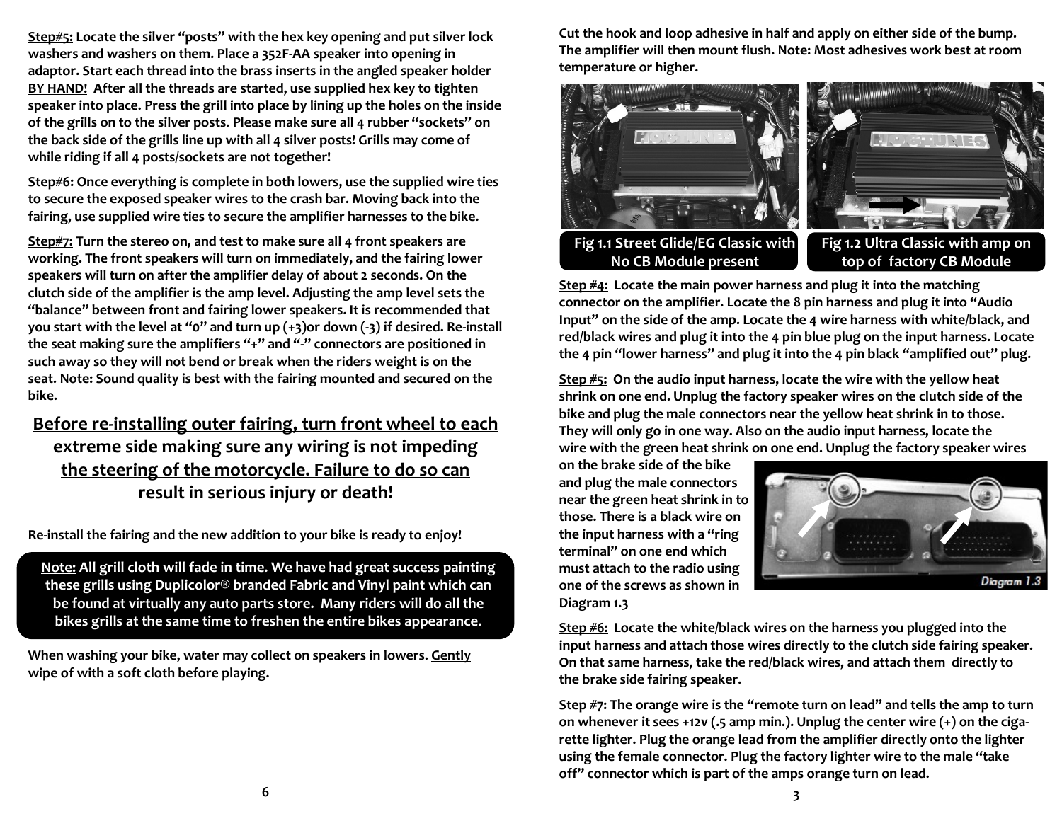**Step#5:** Locate the silver "posts" with the hex key opening and put silver lock washers and washers on them. Place a 352F-AA speaker into opening in adaptor. Start each thread into the brass inserts in the angled speaker holder **BY HAND!** After all the threads are started, use supplied hex key to tighten speaker into place. Press the grill into place by lining up the holes on the inside of the grills on to the silver posts. Please make sure all 4 rubber "sockets" on the back side of the grills line up with all 4 silver posts! Grills may come of while riding if all 4 posts/sockets are not together!

**Step#6:** Once everything is complete in both lowers, use the supplied wire ties to secure the exposed speaker wires to the crash bar. Moving back into the fairing, use supplied wire ties to secure the amplifier harnesses to the bike.

**Step#7:** Turn the stereo on, and test to make sure all 4 front speakers are working. The front speakers will turn on immediately, and the fairing lower speakers will turn on after the amplifier delay of about 2 seconds. On the clutch side of the amplifier is the amp level. Adjusting the amp level sets the "balance" between front and fairing lower speakers. It is recommended that you start with the level at "0" and turn up (+3)or down (-3) if desired. Re-install the seat making sure the amplifiers "+" and "-" connectors are positioned in such away so they will not bend or break when the riders weight is on the seat. Note: Sound quality is best with the fairing mounted and secured on the bike.

## Before re-installing outer fairing, turn front wheel to each extreme side making sure any wiring is not impeding the steering of the motorcycle. Failure to do so can result in serious injury or death!

Re-install the fairing and the new addition to your bike is ready to enjoy!

**Note:** All grill cloth will fade in time. We have had great success painting these grills using Duplicolor® branded Fabric and Vinyl paint which can be found at virtually any auto parts store. Many riders will do all the bikes grills at the same time to freshen the entire bikes appearance.

When washing your bike, water may collect on speakers in lowers. Gently wipe of with a soft cloth before playing.

Cut the hook and loop adhesive in half and apply on either side of the bump. The amplifier will then mount flush. Note: Most adhesives work best at room temperature or higher.

Fig 1.1 Street Glide/EG Classic with No CB Module present

Fig 1.2 Ultra Classic with amp on top of factory CB Module

**Step #4:** Locate the main power harness and plug it into the matching connector on the amplifier. Locate the 8 pin harness and plug it into "Audio Input" on the side of the amp. Locate the 4 wire harness with white/black, and red/black wires and plug it into the 4 pin blue plug on the input harness. Locate the 4 pin "lower harness" and plug it into the 4 pin black "amplified out" plug.

**Step #5:** On the audio input harness, locate the wire with the yellow heat shrink on one end. Unplug the factory speaker wires on the clutch side of the bike and plug the male connectors near the yellow heat shrink in to those. They will only go in one way. Also on the audio input harness, locate the wire with the green heat shrink on one end. Unplug the factory speaker wires on the brake side of the bike and plug the male connectors near the green heat shrink in to those. There is a black wire on the input harness with a "ring terminal" on one end which must attach to the radio using one of the screws as shown in Diagram 1.3

Diagram 1.3

**Step #6:** Locate the white/black wires on the harness you plugged into the input harness and attach those wires directly to the clutch side fairing speaker. On that same harness, take the red/black wires, and attach them directly to the brake side fairing speaker.

**Step #7:** The orange wire is the "remote turn on lead" and tells the amp to turn on whenever it sees +12v (.5 amp min.). Unplug the center wire (+) on the cigarette lighter. Plug the orange lead from the amplifier directly onto the lighter using the female connector. Plug the factory lighter wire to the male "take off" connector which is part of the amps orange turn on lead.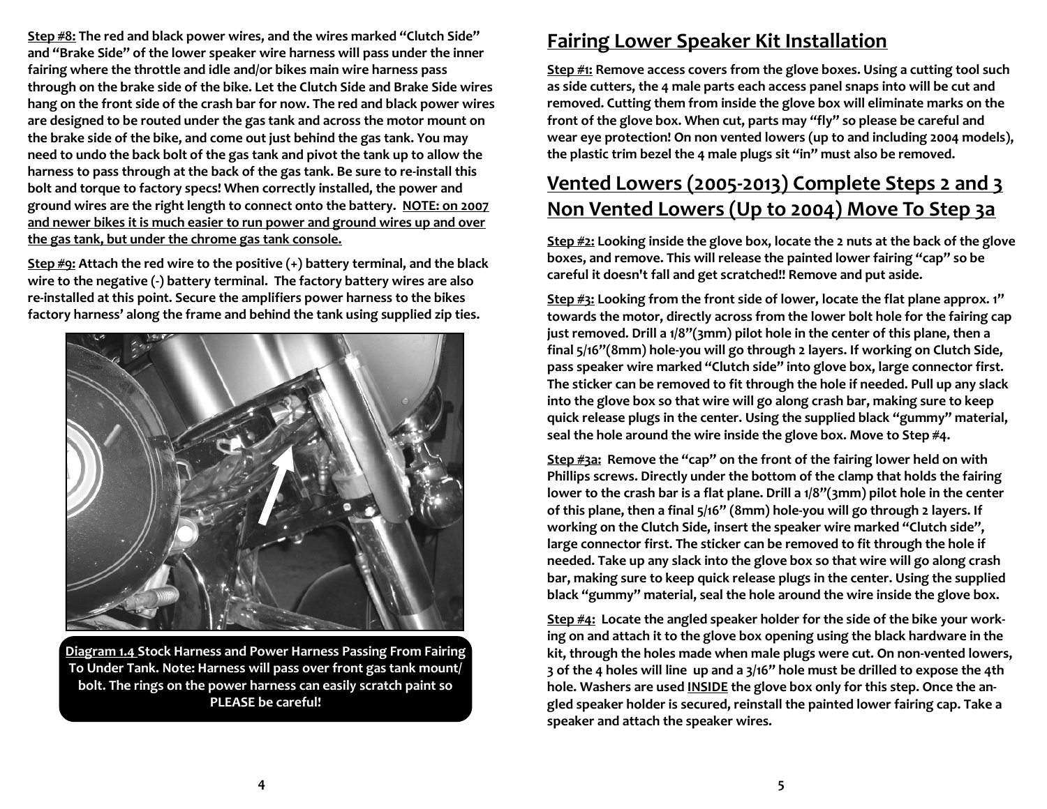**Step #8:** **The red and black power wires, and the wires marked "Clutch Side" and "Brake Side" of the lower speaker wire harness will pass under the inner fairing where the throttle and idle and/or bikes main wire harness pass through on the brake side of the bike. Let the Clutch Side and Brake Side wires hang on the front side of the crash bar for now. The red and black power wires are designed to be routed under the gas tank and across the motor mount on the brake side of the bike, and come out just behind the gas tank. You may need to undo the back bolt of the gas tank and pivot the tank up to allow the harness to pass through at the back of the gas tank. Be sure to re-install this bolt and torque to factory specs! When correctly installed, the power and ground wires are the right length to connect onto the battery. NOTE: on 2007 and newer bikes it is much easier to run power and ground wires up and over the gas tank, but under the chrome gas tank console.**

**Step #9:** **Attach the red wire to the positive (+) battery terminal, and the black wire to the negative (-) battery terminal. The factory battery wires are also re-installed at this point. Secure the amplifiers power harness to the bikes factory harness' along the frame and behind the tank using supplied zip ties.**

**Diagram 1.4 Stock Harness and Power Harness Passing From Fairing To Under Tank. Note: Harness will pass over front gas tank mount/bolt. The rings on the power harness can easily scratch paint so PLEASE be careful!**

# Fairing Lower Speaker Kit Installation

**Step #1:** **Remove access covers from the glove boxes. Using a cutting tool such as side cutters, the 4 male parts each access panel snaps into will be cut and removed. Cutting them from inside the glove box will eliminate marks on the front of the glove box. When cut, parts may "fly" so please be careful and wear eye protection! On non vented lowers (up to and including 2004 models), the plastic trim bezel the 4 male plugs sit "in" must also be removed.**

## Vented Lowers (2005-2013) Complete Steps 2 and 3
## Non Vented Lowers (Up to 2004) Move To Step 3a

**Step #2:** **Looking inside the glove box, locate the 2 nuts at the back of the glove boxes, and remove. This will release the painted lower fairing "cap" so be careful it doesn't fall and get scratched!! Remove and put aside.**

**Step #3:** **Looking from the front side of lower, locate the flat plane approx. 1" towards the motor, directly across from the lower bolt hole for the fairing cap just removed. Drill a 1/8"(3mm) pilot hole in the center of this plane, then a final 5/16"(8mm) hole-you will go through 2 layers. If working on Clutch Side, pass speaker wire marked "Clutch side" into glove box, large connector first. The sticker can be removed to fit through the hole if needed. Pull up any slack into the glove box so that wire will go along crash bar, making sure to keep quick release plugs in the center. Using the supplied black "gummy" material, seal the hole around the wire inside the glove box. Move to Step #4.**

**Step #3a:** **Remove the "cap" on the front of the fairing lower held on with Phillips screws. Directly under the bottom of the clamp that holds the fairing lower to the crash bar is a flat plane. Drill a 1/8"(3mm) pilot hole in the center of this plane, then a final 5/16" (8mm) hole-you will go through 2 layers. If working on the Clutch Side, insert the speaker wire marked "Clutch side", large connector first. The sticker can be removed to fit through the hole if needed. Take up any slack into the glove box so that wire will go along crash bar, making sure to keep quick release plugs in the center. Using the supplied black "gummy" material, seal the hole around the wire inside the glove box.**

**Step #4:** **Locate the angled speaker holder for the side of the bike your working on and attach it to the glove box opening using the black hardware in the kit, through the holes made when male plugs were cut. On non-vented lowers, 3 of the 4 holes will line up and a 3/16" hole must be drilled to expose the 4th hole. Washers are used INSIDE the glove box only for this step. Once the angled speaker holder is secured, reinstall the painted lower fairing cap. Take a speaker and attach the speaker wires.**